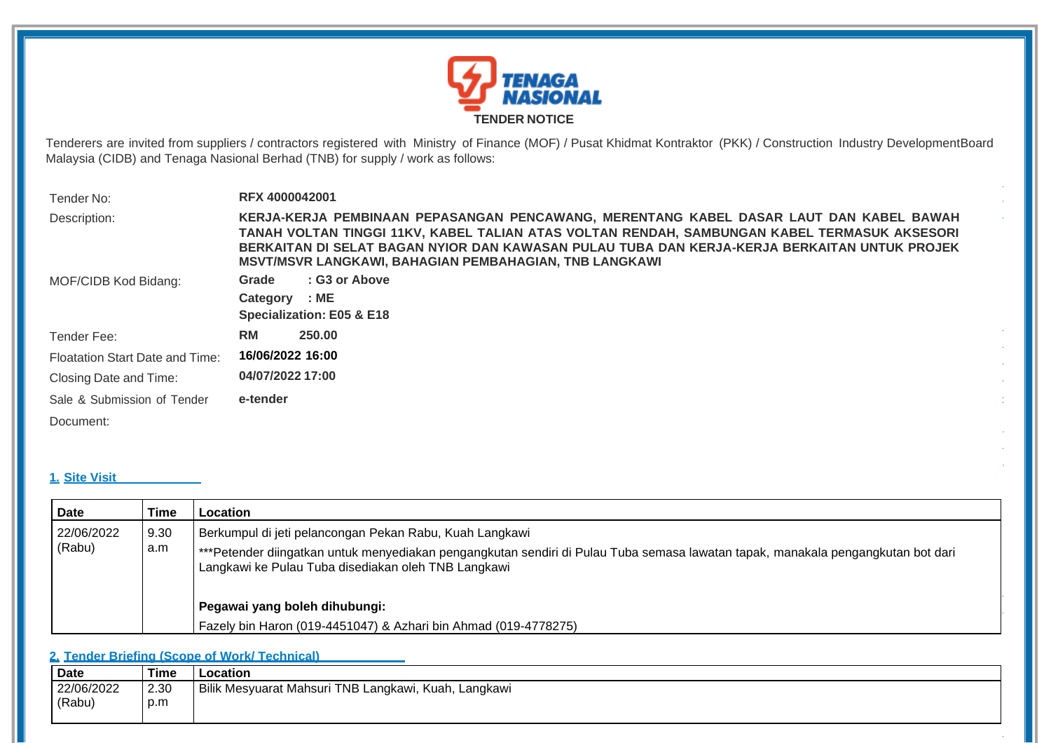TENAGA NASIONAL

**TENDER NOTICE**

Tenderers are invited from suppliers / contractors registered with Ministry of Finance (MOF) / Pusat Khidmat Kontraktor (PKK) / Construction Industry DevelopmentBoard Malaysia (CIDB) and Tenaga Nasional Berhad (TNB) for supply / work as follows:

| | |
|---|---|
| Tender No: | **RFX 4000042001** |
| Description: | **KERJA-KERJA PEMBINAAN PEPASANGAN PENCAWANG, MERENTANG KABEL DASAR LAUT DAN KABEL BAWAH TANAH VOLTAN TINGGI 11KV, KABEL TALIAN ATAS VOLTAN RENDAH, SAMBUNGAN KABEL TERMASUK AKSESORI BERKAITAN DI SELAT BAGAN NYIOR DAN KAWASAN PULAU TUBA DAN KERJA-KERJA BERKAITAN UNTUK PROJEK MSVT/MSVR LANGKAWI, BAHAGIAN PEMBAHAGIAN, TNB LANGKAWI** |
| MOF/CIDB Kod Bidang: | **Grade : G3 or Above**<br>**Category : ME**<br>**Specialization: E05 & E18** |
| Tender Fee: | **RM 250.00** |
| Floatation Start Date and Time: | **16/06/2022 16:00** |
| Closing Date and Time: | **04/07/2022 17:00** |
| Sale & Submission of Tender Document: | **e-tender** |

## 1. Site Visit

| Date | Time | Location |
|---|---|---|
| 22/06/2022 (Rabu) | 9.30 a.m | Berkumpul di jeti pelancongan Pekan Rabu, Kuah Langkawi<br>***Petender diingatkan untuk menyediakan pengangkutan sendiri di Pulau Tuba semasa lawatan tapak, manakala pengangkutan bot dari Langkawi ke Pulau Tuba disediakan oleh TNB Langkawi<br><br>**Pegawai yang boleh dihubungi:**<br>Fazely bin Haron (019-4451047) & Azhari bin Ahmad (019-4778275) |

## 2. Tender Briefing (Scope of Work/ Technical)

| Date | Time | Location |
|---|---|---|
| 22/06/2022 (Rabu) | 2.30 p.m | Bilik Mesyuarat Mahsuri TNB Langkawi, Kuah, Langkawi |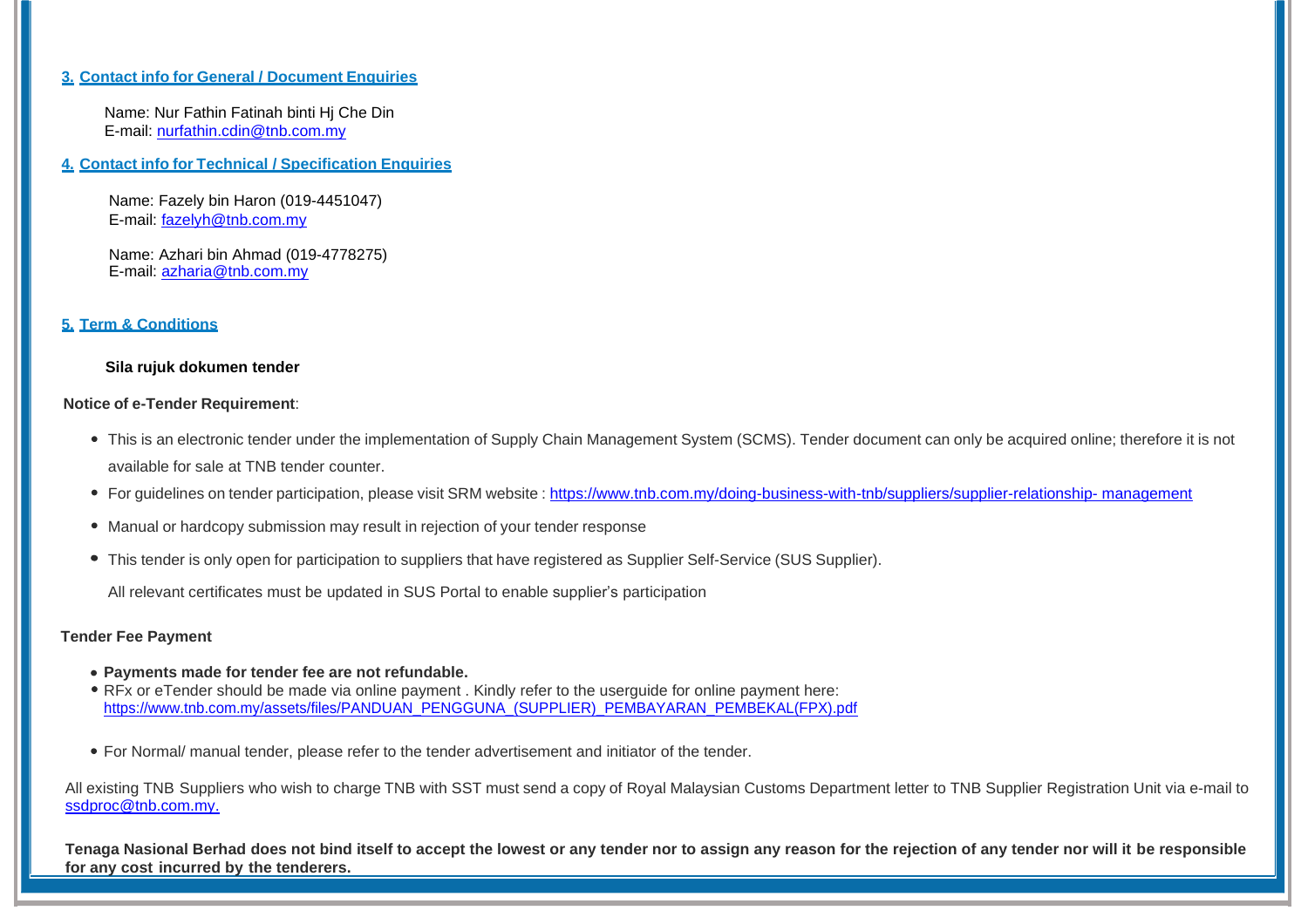### 3. Contact info for General / Document Enquiries

Name: Nur Fathin Fatinah binti Hj Che Din
E-mail: nurfathin.cdin@tnb.com.my

### 4. Contact info for Technical / Specification Enquiries

Name: Fazely bin Haron (019-4451047)
E-mail: fazelyh@tnb.com.my

Name: Azhari bin Ahmad (019-4778275)
E-mail: azharia@tnb.com.my

### 5. Term & Conditions

**Sila rujuk dokumen tender**

**Notice of e-Tender Requirement**:

- This is an electronic tender under the implementation of Supply Chain Management System (SCMS). Tender document can only be acquired online; therefore it is not available for sale at TNB tender counter.
- For guidelines on tender participation, please visit SRM website : https://www.tnb.com.my/doing-business-with-tnb/suppliers/supplier-relationship- management
- Manual or hardcopy submission may result in rejection of your tender response
- This tender is only open for participation to suppliers that have registered as Supplier Self-Service (SUS Supplier).

  All relevant certificates must be updated in SUS Portal to enable supplier's participation

**Tender Fee Payment**

- **Payments made for tender fee are not refundable.**
- RFx or eTender should be made via online payment . Kindly refer to the userguide for online payment here: https://www.tnb.com.my/assets/files/PANDUAN_PENGGUNA_(SUPPLIER)_PEMBAYARAN_PEMBEKAL(FPX).pdf
- For Normal/ manual tender, please refer to the tender advertisement and initiator of the tender.

All existing TNB Suppliers who wish to charge TNB with SST must send a copy of Royal Malaysian Customs Department letter to TNB Supplier Registration Unit via e-mail to ssdproc@tnb.com.my.

**Tenaga Nasional Berhad does not bind itself to accept the lowest or any tender nor to assign any reason for the rejection of any tender nor will it be responsible for any cost incurred by the tenderers.**